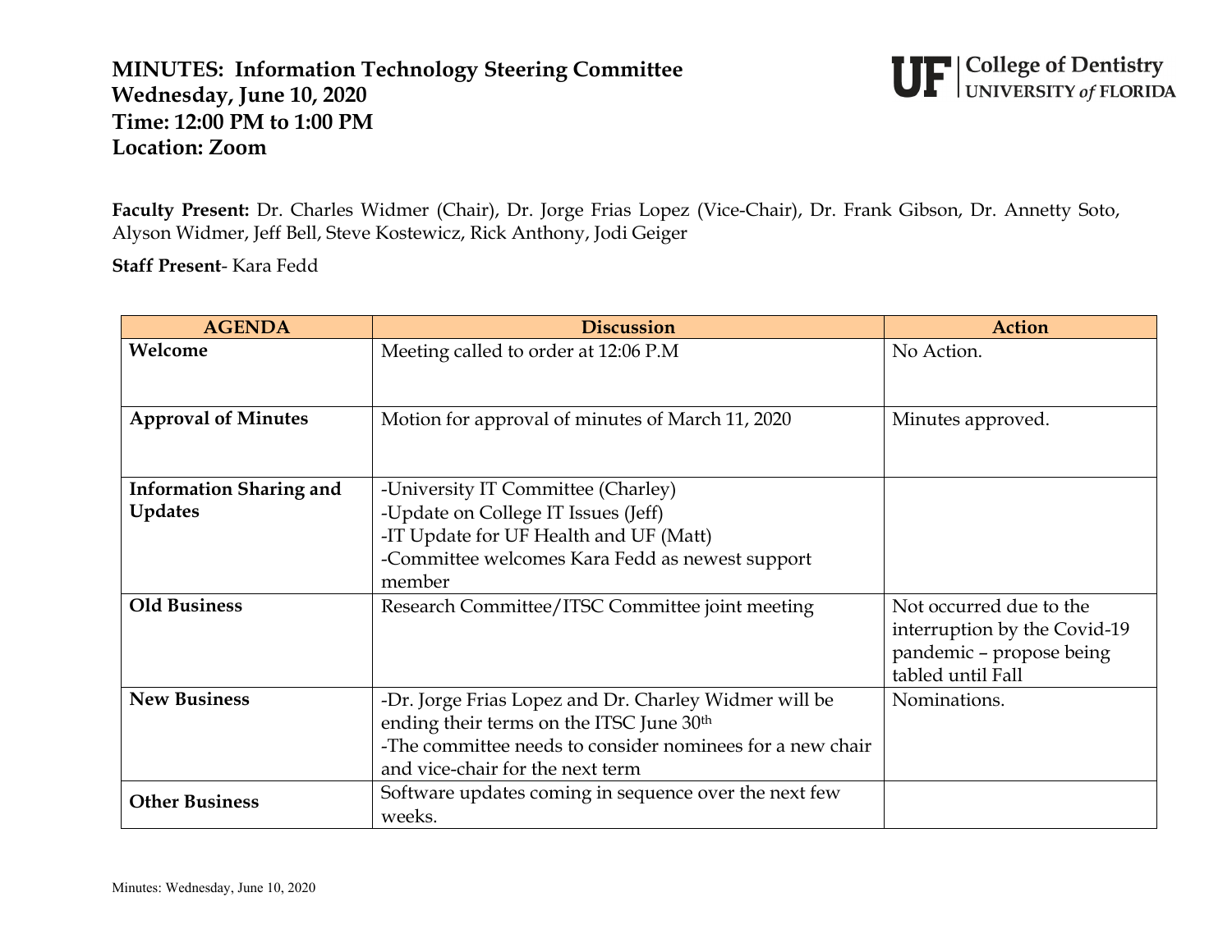# MINUTES: Information Technology Steering Committee
# Wednesday, June 10, 2020
# Time: 12:00 PM to 1:00 PM
# Location: Zoom

UF | College of Dentistry UNIVERSITY of FLORIDA

**Faculty Present:** Dr. Charles Widmer (Chair), Dr. Jorge Frias Lopez (Vice-Chair), Dr. Frank Gibson, Dr. Annetty Soto, Alyson Widmer, Jeff Bell, Steve Kostewicz, Rick Anthony, Jodi Geiger

**Staff Present**- Kara Fedd

| AGENDA | Discussion | Action |
|---|---|---|
| **Welcome** | Meeting called to order at 12:06 P.M | No Action. |
| **Approval of Minutes** | Motion for approval of minutes of March 11, 2020 | Minutes approved. |
| **Information Sharing and Updates** | -University IT Committee (Charley)<br>-Update on College IT Issues (Jeff)<br>-IT Update for UF Health and UF (Matt)<br>-Committee welcomes Kara Fedd as newest support member | |
| **Old Business** | Research Committee/ITSC Committee joint meeting | Not occurred due to the interruption by the Covid-19 pandemic – propose being tabled until Fall |
| **New Business** | -Dr. Jorge Frias Lopez and Dr. Charley Widmer will be ending their terms on the ITSC June 30th<br>-The committee needs to consider nominees for a new chair and vice-chair for the next term | Nominations. |
| **Other Business** | Software updates coming in sequence over the next few weeks. | |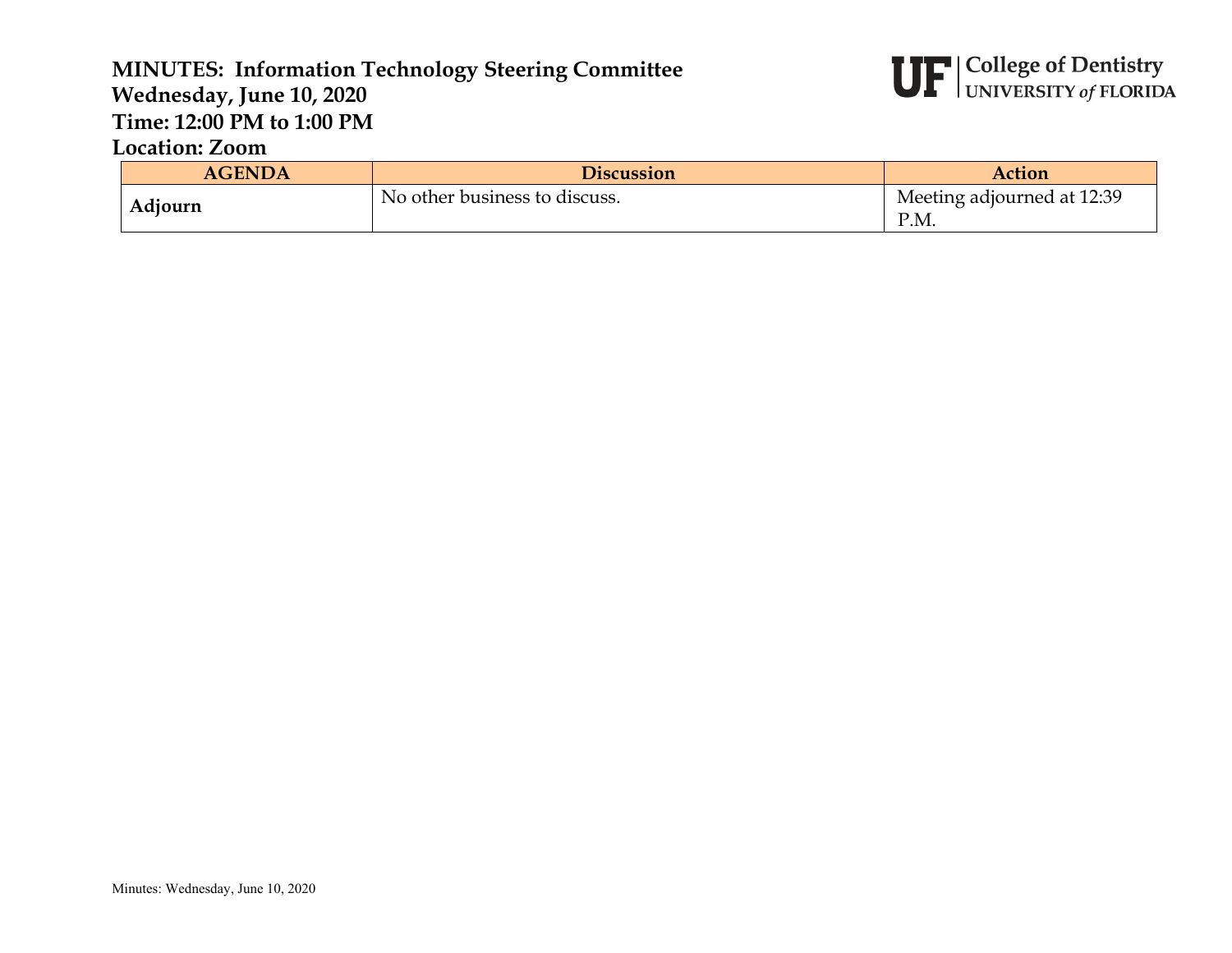**MINUTES: Information Technology Steering Committee**
**Wednesday, June 10, 2020**
**Time: 12:00 PM to 1:00 PM**
**Location: Zoom**

| AGENDA | Discussion | Action |
| --- | --- | --- |
| **Adjourn** | No other business to discuss. | Meeting adjourned at 12:39 P.M. |